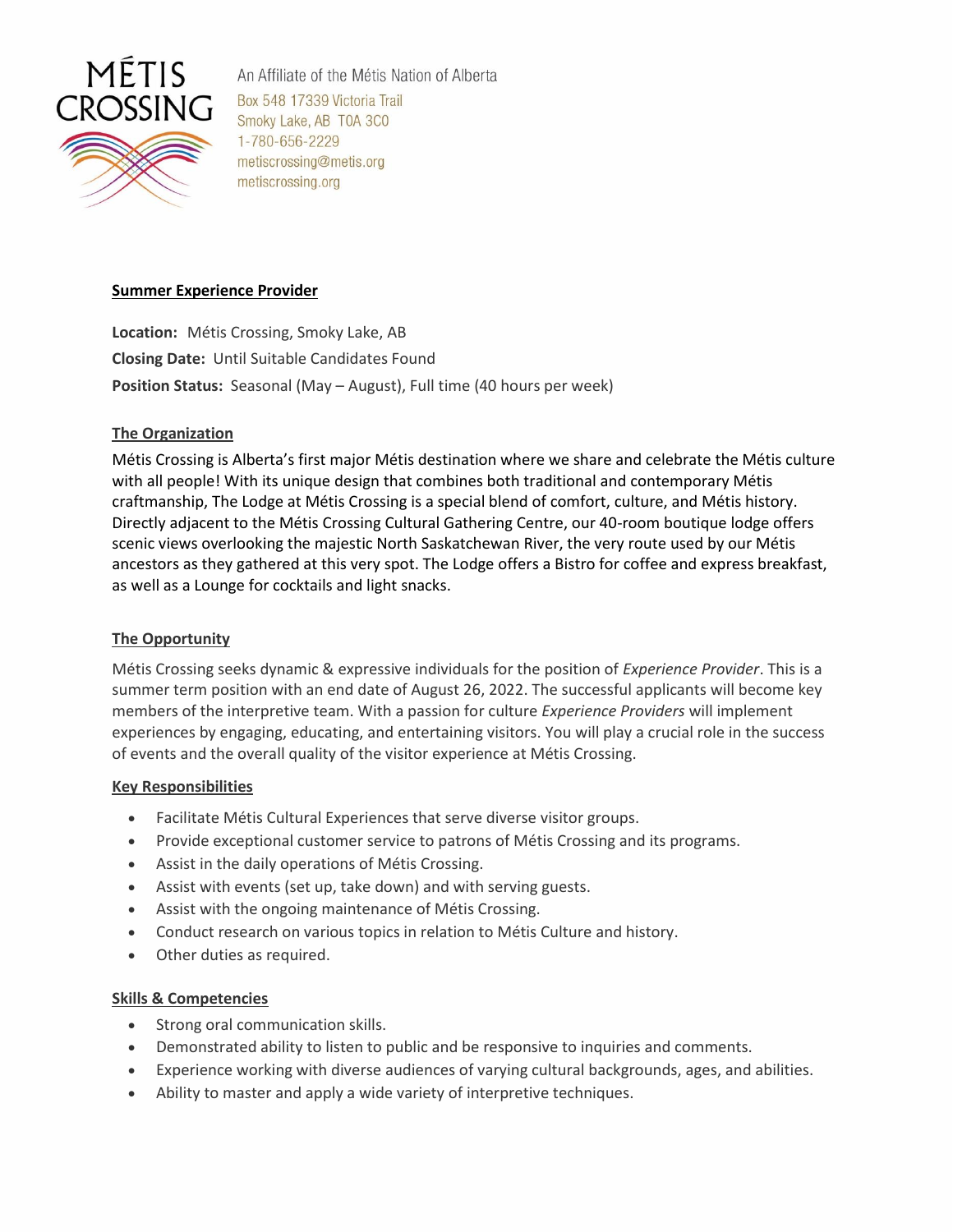MÉTIS CROSSING

An Affiliate of the Métis Nation of Alberta
Box 548 17339 Victoria Trail
Smoky Lake, AB T0A 3C0
1-780-656-2229
metiscrossing@metis.org
metiscrossing.org

## Summer Experience Provider

**Location:** Métis Crossing, Smoky Lake, AB

**Closing Date:** Until Suitable Candidates Found

**Position Status:** Seasonal (May – August), Full time (40 hours per week)

### The Organization

Métis Crossing is Alberta's first major Métis destination where we share and celebrate the Métis culture with all people! With its unique design that combines both traditional and contemporary Métis craftmanship, The Lodge at Métis Crossing is a special blend of comfort, culture, and Métis history. Directly adjacent to the Métis Crossing Cultural Gathering Centre, our 40-room boutique lodge offers scenic views overlooking the majestic North Saskatchewan River, the very route used by our Métis ancestors as they gathered at this very spot. The Lodge offers a Bistro for coffee and express breakfast, as well as a Lounge for cocktails and light snacks.

### The Opportunity

Métis Crossing seeks dynamic & expressive individuals for the position of *Experience Provider*. This is a summer term position with an end date of August 26, 2022. The successful applicants will become key members of the interpretive team. With a passion for culture *Experience Providers* will implement experiences by engaging, educating, and entertaining visitors. You will play a crucial role in the success of events and the overall quality of the visitor experience at Métis Crossing.

### Key Responsibilities

- Facilitate Métis Cultural Experiences that serve diverse visitor groups.
- Provide exceptional customer service to patrons of Métis Crossing and its programs.
- Assist in the daily operations of Métis Crossing.
- Assist with events (set up, take down) and with serving guests.
- Assist with the ongoing maintenance of Métis Crossing.
- Conduct research on various topics in relation to Métis Culture and history.
- Other duties as required.

### Skills & Competencies

- Strong oral communication skills.
- Demonstrated ability to listen to public and be responsive to inquiries and comments.
- Experience working with diverse audiences of varying cultural backgrounds, ages, and abilities.
- Ability to master and apply a wide variety of interpretive techniques.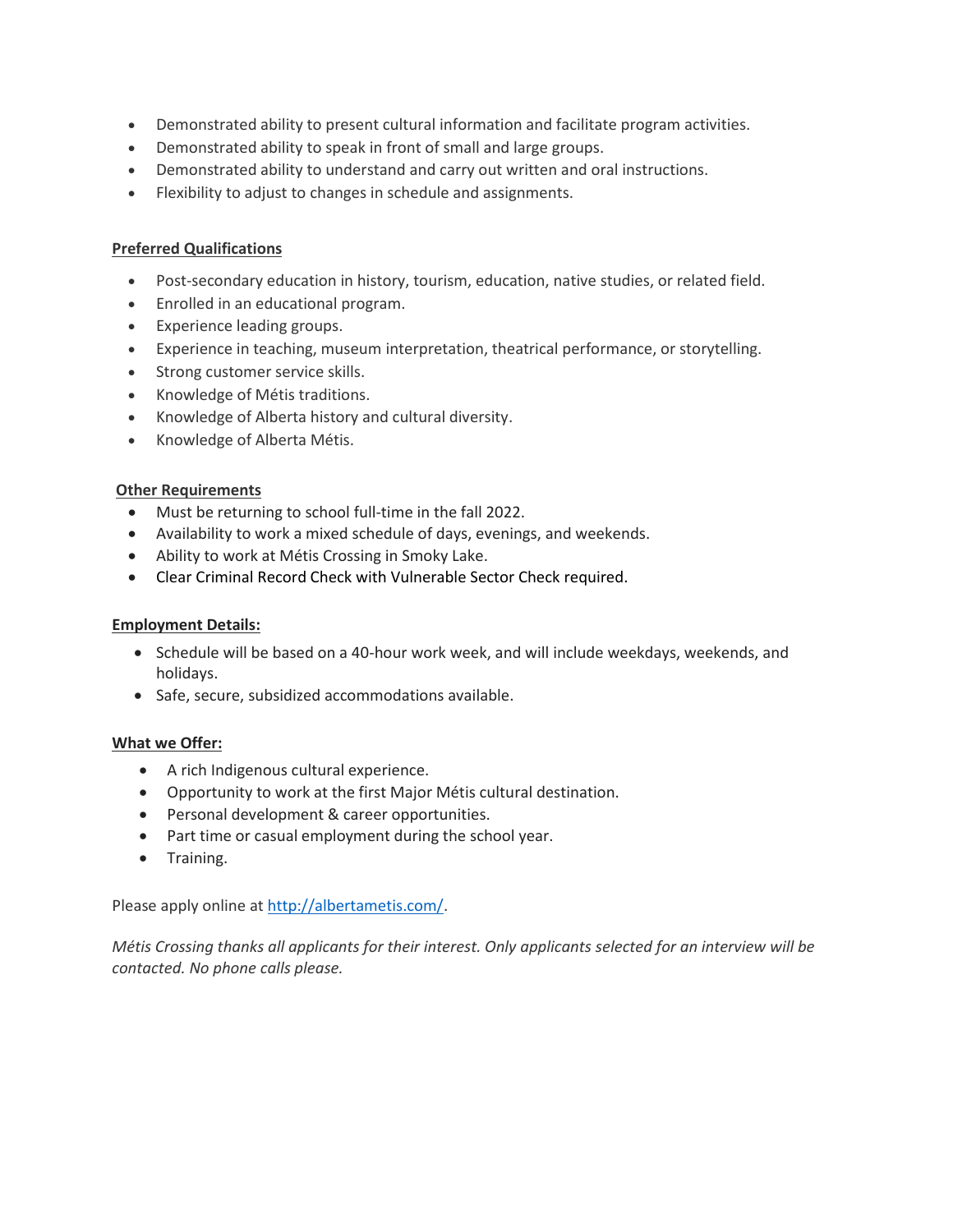- Demonstrated ability to present cultural information and facilitate program activities.
- Demonstrated ability to speak in front of small and large groups.
- Demonstrated ability to understand and carry out written and oral instructions.
- Flexibility to adjust to changes in schedule and assignments.

**Preferred Qualifications**

- Post-secondary education in history, tourism, education, native studies, or related field.
- Enrolled in an educational program.
- Experience leading groups.
- Experience in teaching, museum interpretation, theatrical performance, or storytelling.
- Strong customer service skills.
- Knowledge of Métis traditions.
- Knowledge of Alberta history and cultural diversity.
- Knowledge of Alberta Métis.

**Other Requirements**

- Must be returning to school full-time in the fall 2022.
- Availability to work a mixed schedule of days, evenings, and weekends.
- Ability to work at Métis Crossing in Smoky Lake.
- Clear Criminal Record Check with Vulnerable Sector Check required.

**Employment Details:**

- Schedule will be based on a 40-hour work week, and will include weekdays, weekends, and holidays.
- Safe, secure, subsidized accommodations available.

**What we Offer:**

- A rich Indigenous cultural experience.
- Opportunity to work at the first Major Métis cultural destination.
- Personal development & career opportunities.
- Part time or casual employment during the school year.
- Training.

Please apply online at [http://albertametis.com/](http://albertametis.com/).

*Métis Crossing thanks all applicants for their interest. Only applicants selected for an interview will be contacted. No phone calls please.*